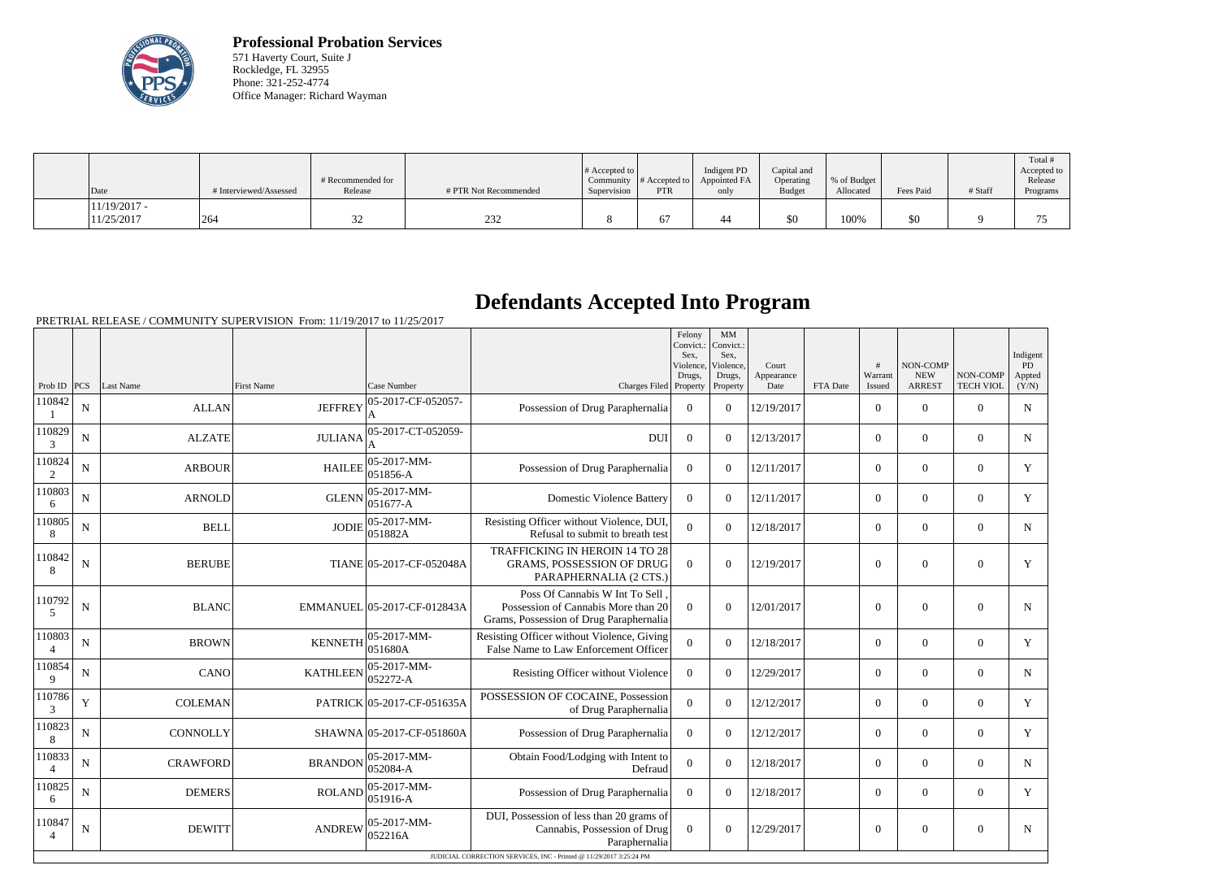**Professional Probation Services**
571 Haverty Court, Suite J
Rockledge, FL 32955
Phone: 321-252-4774
Office Manager: Richard Wayman

| Date | # Interviewed/Assessed | # Recommended for Release | # PTR Not Recommended | # Accepted to Community Supervision | # Accepted to PTR | Indigent PD Appointed FA only | Capital and Operating Budget | % of Budget Allocated | Fees Paid | # Staff | Total # Accepted to Release Programs |
|---|---|---|---|---|---|---|---|---|---|---|---|
| 11/19/2017 - 11/25/2017 | 264 | 32 | 232 | 8 | 67 | 44 | $0 | 100% | $0 | 9 | 75 |

# Defendants Accepted Into Program

PRETRIAL RELEASE / COMMUNITY SUPERVISION From: 11/19/2017 to 11/25/2017

| Prob ID | PCS | Last Name | First Name | Case Number | Charges Filed | Felony Convict.: Sex, Violence, Drugs, Property | MM Convict.: Sex, Violence, Drugs, Property | Court Appearance Date | FTA Date | # Warrant Issued | NON-COMP NEW ARREST | NON-COMP TECH VIOL | Indigent PD Appted (Y/N) |
|---|---|---|---|---|---|---|---|---|---|---|---|---|---|
| 1108421 | N | ALLAN | JEFFREY | 05-2017-CF-052057-A | Possession of Drug Paraphernalia | 0 | 0 | 12/19/2017 | | 0 | 0 | 0 | N |
| 1108293 | N | ALZATE | JULIANA | 05-2017-CT-052059-A | DUI | 0 | 0 | 12/13/2017 | | 0 | 0 | 0 | N |
| 1108242 | N | ARBOUR | HAILEE | 05-2017-MM-051856-A | Possession of Drug Paraphernalia | 0 | 0 | 12/11/2017 | | 0 | 0 | 0 | Y |
| 1108036 | N | ARNOLD | GLENN | 05-2017-MM-051677-A | Domestic Violence Battery | 0 | 0 | 12/11/2017 | | 0 | 0 | 0 | Y |
| 1108058 | N | BELL | JODIE | 05-2017-MM-051882A | Resisting Officer without Violence, DUI, Refusal to submit to breath test | 0 | 0 | 12/18/2017 | | 0 | 0 | 0 | N |
| 1108428 | N | BERUBE | TIANE | 05-2017-CF-052048A | TRAFFICKING IN HEROIN 14 TO 28 GRAMS, POSSESSION OF DRUG PARAPHERNALIA (2 CTS.) | 0 | 0 | 12/19/2017 | | 0 | 0 | 0 | Y |
| 1107925 | N | BLANC | EMMANUEL | 05-2017-CF-012843A | Poss Of Cannabis W Int To Sell , Possession of Cannabis More than 20 Grams, Possession of Drug Paraphernalia | 0 | 0 | 12/01/2017 | | 0 | 0 | 0 | N |
| 1108034 | N | BROWN | KENNETH | 05-2017-MM-051680A | Resisting Officer without Violence, Giving False Name to Law Enforcement Officer | 0 | 0 | 12/18/2017 | | 0 | 0 | 0 | Y |
| 1108549 | N | CANO | KATHLEEN | 05-2017-MM-052272-A | Resisting Officer without Violence | 0 | 0 | 12/29/2017 | | 0 | 0 | 0 | N |
| 1107863 | Y | COLEMAN | PATRICK | 05-2017-CF-051635A | POSSESSION OF COCAINE, Possession of Drug Paraphernalia | 0 | 0 | 12/12/2017 | | 0 | 0 | 0 | Y |
| 1108238 | N | CONNOLLY | SHAWNA | 05-2017-CF-051860A | Possession of Drug Paraphernalia | 0 | 0 | 12/12/2017 | | 0 | 0 | 0 | Y |
| 1108334 | N | CRAWFORD | BRANDON | 05-2017-MM-052084-A | Obtain Food/Lodging with Intent to Defraud | 0 | 0 | 12/18/2017 | | 0 | 0 | 0 | N |
| 1108256 | N | DEMERS | ROLAND | 05-2017-MM-051916-A | Possession of Drug Paraphernalia | 0 | 0 | 12/18/2017 | | 0 | 0 | 0 | Y |
| 1108474 | N | DEWITT | ANDREW | 05-2017-MM-052216A | DUI, Possession of less than 20 grams of Cannabis, Possession of Drug Paraphernalia | 0 | 0 | 12/29/2017 | | 0 | 0 | 0 | N |

JUDICIAL CORRECTION SERVICES, INC - Printed @ 11/29/2017 3:25:24 PM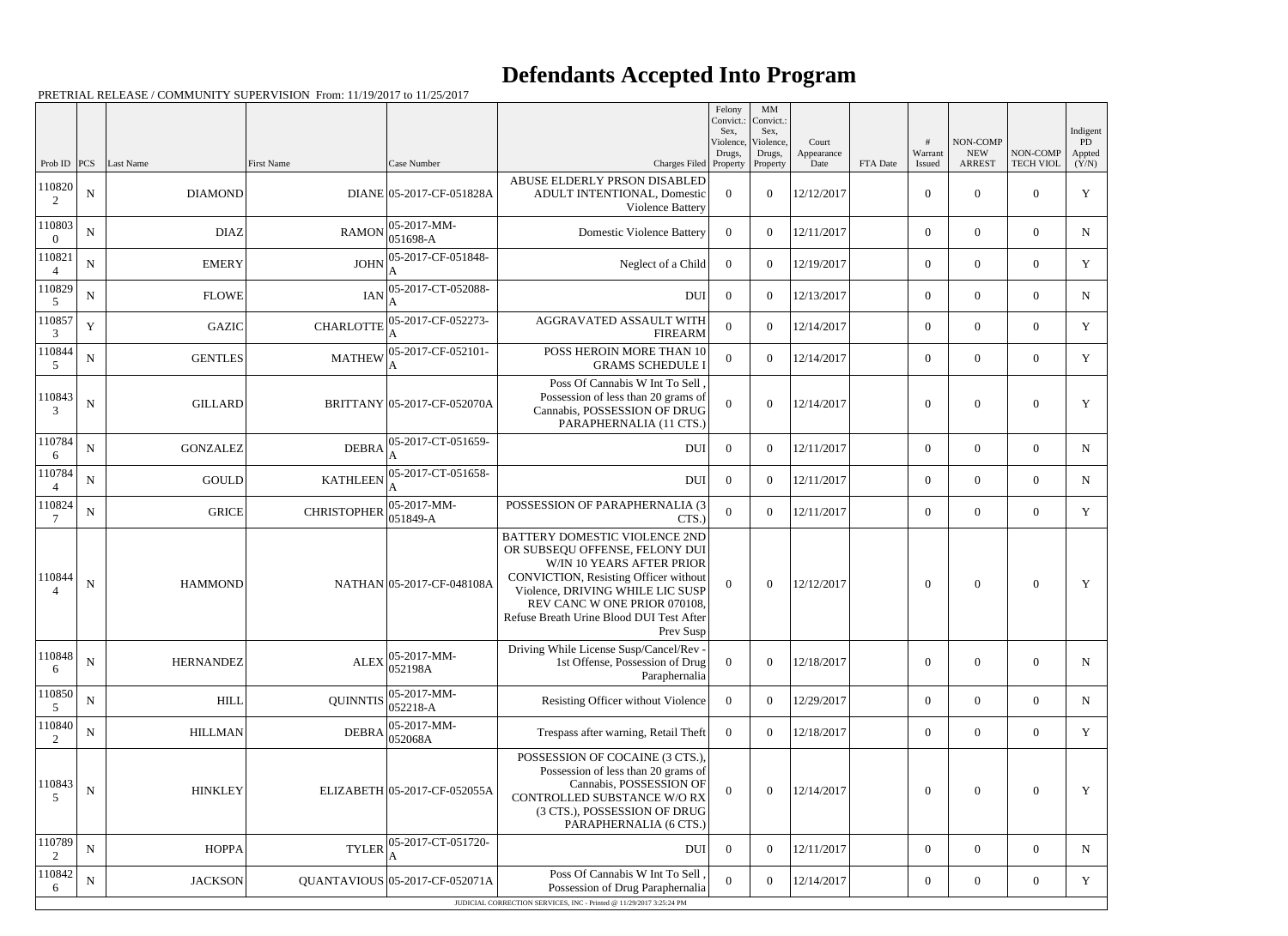# Defendants Accepted Into Program

PRETRIAL RELEASE / COMMUNITY SUPERVISION From: 11/19/2017 to 11/25/2017

| Prob ID | PCS | Last Name | First Name | Case Number | Charges Filed | Felony Convict.: Sex, Violence, Drugs, Property | MM Convict.: Sex, Violence, Drugs, Property | Court Appearance Date | FTA Date | # Warrant Issued | NON-COMP NEW ARREST | NON-COMP TECH VIOL | Indigent PD Appted (Y/N) |
|---|---|---|---|---|---|---|---|---|---|---|---|---|---|
| 1108202 | N | DIAMOND | DIANE | 05-2017-CF-051828A | ABUSE ELDERLY PRSON DISABLED ADULT INTENTIONAL, Domestic Violence Battery | 0 | 0 | 12/12/2017 | | 0 | 0 | 0 | Y |
| 1108030 | N | DIAZ | RAMON | 05-2017-MM-051698-A | Domestic Violence Battery | 0 | 0 | 12/11/2017 | | 0 | 0 | 0 | N |
| 1108214 | N | EMERY | JOHN | 05-2017-CF-051848-A | Neglect of a Child | 0 | 0 | 12/19/2017 | | 0 | 0 | 0 | Y |
| 1108295 | N | FLOWE | IAN | 05-2017-CT-052088-A | DUI | 0 | 0 | 12/13/2017 | | 0 | 0 | 0 | N |
| 1108573 | Y | GAZIC | CHARLOTTE | 05-2017-CF-052273-A | AGGRAVATED ASSAULT WITH FIREARM | 0 | 0 | 12/14/2017 | | 0 | 0 | 0 | Y |
| 1108445 | N | GENTLES | MATHEW | 05-2017-CF-052101-A | POSS HEROIN MORE THAN 10 GRAMS SCHEDULE I | 0 | 0 | 12/14/2017 | | 0 | 0 | 0 | Y |
| 1108433 | N | GILLARD | BRITTANY | 05-2017-CF-052070A | Poss Of Cannabis W Int To Sell , Possession of less than 20 grams of Cannabis, POSSESSION OF DRUG PARAPHERNALIA (11 CTS.) | 0 | 0 | 12/14/2017 | | 0 | 0 | 0 | Y |
| 1107846 | N | GONZALEZ | DEBRA | 05-2017-CT-051659-A | DUI | 0 | 0 | 12/11/2017 | | 0 | 0 | 0 | N |
| 1107844 | N | GOULD | KATHLEEN | 05-2017-CT-051658-A | DUI | 0 | 0 | 12/11/2017 | | 0 | 0 | 0 | N |
| 1108247 | N | GRICE | CHRISTOPHER | 05-2017-MM-051849-A | POSSESSION OF PARAPHERNALIA (3 CTS.) | 0 | 0 | 12/11/2017 | | 0 | 0 | 0 | Y |
| 1108444 | N | HAMMOND | NATHAN | 05-2017-CF-048108A | BATTERY DOMESTIC VIOLENCE 2ND OR SUBSEQU OFFENSE, FELONY DUI W/IN 10 YEARS AFTER PRIOR CONVICTION, Resisting Officer without Violence, DRIVING WHILE LIC SUSP REV CANC W ONE PRIOR 070108, Refuse Breath Urine Blood DUI Test After Prev Susp | 0 | 0 | 12/12/2017 | | 0 | 0 | 0 | Y |
| 1108486 | N | HERNANDEZ | ALEX | 05-2017-MM-052198A | Driving While License Susp/Cancel/Rev - 1st Offense, Possession of Drug Paraphernalia | 0 | 0 | 12/18/2017 | | 0 | 0 | 0 | N |
| 1108505 | N | HILL | QUINNTIS | 05-2017-MM-052218-A | Resisting Officer without Violence | 0 | 0 | 12/29/2017 | | 0 | 0 | 0 | N |
| 1108402 | N | HILLMAN | DEBRA | 05-2017-MM-052068A | Trespass after warning, Retail Theft | 0 | 0 | 12/18/2017 | | 0 | 0 | 0 | Y |
| 1108435 | N | HINKLEY | ELIZABETH | 05-2017-CF-052055A | POSSESSION OF COCAINE (3 CTS.), Possession of less than 20 grams of Cannabis, POSSESSION OF CONTROLLED SUBSTANCE W/O RX (3 CTS.), POSSESSION OF DRUG PARAPHERNALIA (6 CTS.) | 0 | 0 | 12/14/2017 | | 0 | 0 | 0 | Y |
| 1107892 | N | HOPPA | TYLER | 05-2017-CT-051720-A | DUI | 0 | 0 | 12/11/2017 | | 0 | 0 | 0 | N |
| 1108426 | N | JACKSON | QUANTAVIOUS | 05-2017-CF-052071A | Poss Of Cannabis W Int To Sell , Possession of Drug Paraphernalia | 0 | 0 | 12/14/2017 | | 0 | 0 | 0 | Y |

JUDICIAL CORRECTION SERVICES, INC - Printed @ 11/29/2017 3:25:24 PM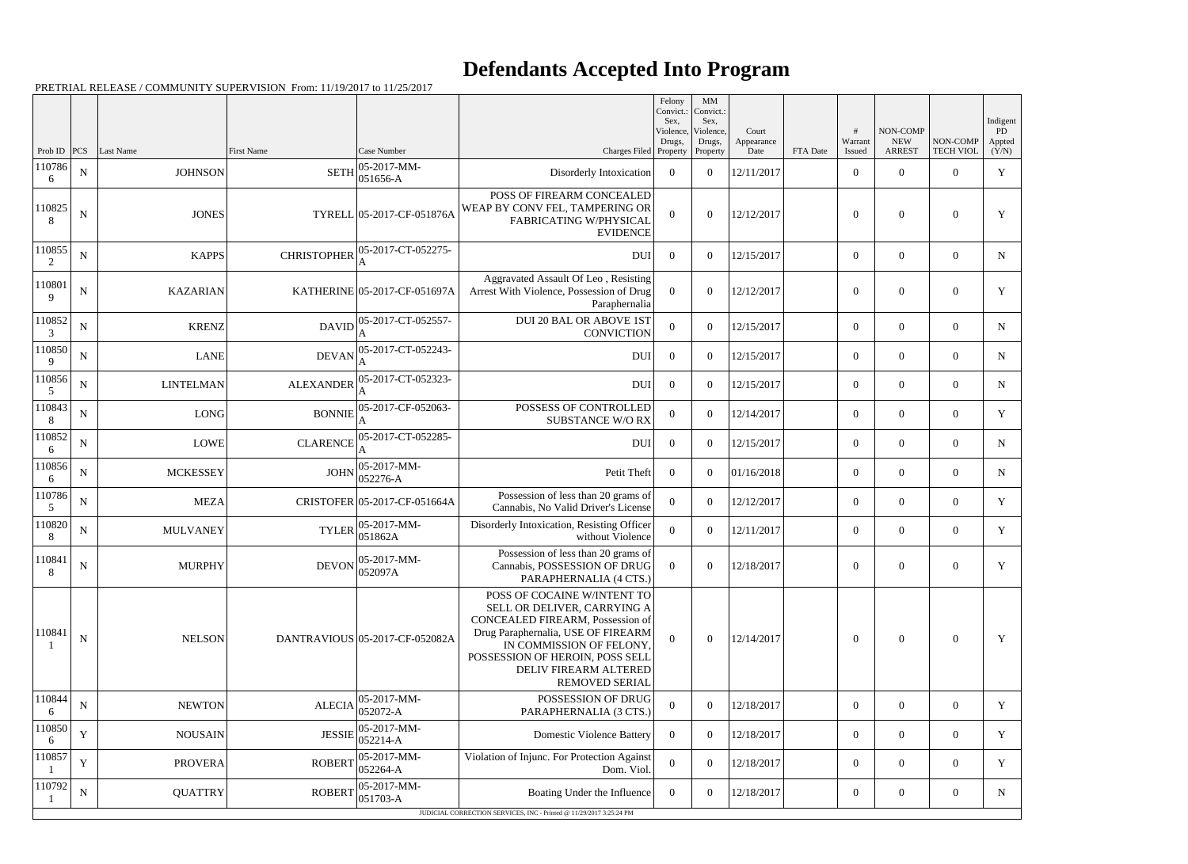# Defendants Accepted Into Program

PRETRIAL RELEASE / COMMUNITY SUPERVISION From: 11/19/2017 to 11/25/2017

| Prob ID | PCS | Last Name | First Name | Case Number | Charges Filed | Felony Convict.: Sex, Violence, Drugs, Property | MM Convict.: Sex, Violence, Drugs, Property | Court Appearance Date | FTA Date | # Warrant Issued | NON-COMP NEW ARREST | NON-COMP TECH VIOL | Indigent PD Appted (Y/N) |
|---|---|---|---|---|---|---|---|---|---|---|---|---|---|
| 1107866 | N | JOHNSON | SETH | 05-2017-MM-051656-A | Disorderly Intoxication | 0 | 0 | 12/11/2017 | | 0 | 0 | 0 | Y |
| 1108258 | N | JONES | TYRELL | 05-2017-CF-051876A | POSS OF FIREARM CONCEALED WEAP BY CONV FEL, TAMPERING OR FABRICATING W/PHYSICAL EVIDENCE | 0 | 0 | 12/12/2017 | | 0 | 0 | 0 | Y |
| 1108552 | N | KAPPS | CHRISTOPHER | 05-2017-CT-052275-A | DUI | 0 | 0 | 12/15/2017 | | 0 | 0 | 0 | N |
| 1108019 | N | KAZARIAN | KATHERINE | 05-2017-CF-051697A | Aggravated Assault Of Leo , Resisting Arrest With Violence, Possession of Drug Paraphernalia | 0 | 0 | 12/12/2017 | | 0 | 0 | 0 | Y |
| 1108523 | N | KRENZ | DAVID | 05-2017-CT-052557-A | DUI 20 BAL OR ABOVE 1ST CONVICTION | 0 | 0 | 12/15/2017 | | 0 | 0 | 0 | N |
| 1108509 | N | LANE | DEVAN | 05-2017-CT-052243-A | DUI | 0 | 0 | 12/15/2017 | | 0 | 0 | 0 | N |
| 1108565 | N | LINTELMAN | ALEXANDER | 05-2017-CT-052323-A | DUI | 0 | 0 | 12/15/2017 | | 0 | 0 | 0 | N |
| 1108438 | N | LONG | BONNIE | 05-2017-CF-052063-A | POSSESS OF CONTROLLED SUBSTANCE W/O RX | 0 | 0 | 12/14/2017 | | 0 | 0 | 0 | Y |
| 1108526 | N | LOWE | CLARENCE | 05-2017-CT-052285-A | DUI | 0 | 0 | 12/15/2017 | | 0 | 0 | 0 | N |
| 1108566 | N | MCKESSEY | JOHN | 05-2017-MM-052276-A | Petit Theft | 0 | 0 | 01/16/2018 | | 0 | 0 | 0 | N |
| 1107865 | N | MEZA | CRISTOFER | 05-2017-CF-051664A | Possession of less than 20 grams of Cannabis, No Valid Driver's License | 0 | 0 | 12/12/2017 | | 0 | 0 | 0 | Y |
| 1108208 | N | MULVANEY | TYLER | 05-2017-MM-051862A | Disorderly Intoxication, Resisting Officer without Violence | 0 | 0 | 12/11/2017 | | 0 | 0 | 0 | Y |
| 1108418 | N | MURPHY | DEVON | 05-2017-MM-052097A | Possession of less than 20 grams of Cannabis, POSSESSION OF DRUG PARAPHERNALIA (4 CTS.) | 0 | 0 | 12/18/2017 | | 0 | 0 | 0 | Y |
| 1108411 | N | NELSON | DANTRAVIOUS | 05-2017-CF-052082A | POSS OF COCAINE W/INTENT TO SELL OR DELIVER, CARRYING A CONCEALED FIREARM, Possession of Drug Paraphernalia, USE OF FIREARM IN COMMISSION OF FELONY, POSSESSION OF HEROIN, POSS SELL DELIV FIREARM ALTERED REMOVED SERIAL | 0 | 0 | 12/14/2017 | | 0 | 0 | 0 | Y |
| 1108446 | N | NEWTON | ALECIA | 05-2017-MM-052072-A | POSSESSION OF DRUG PARAPHERNALIA (3 CTS.) | 0 | 0 | 12/18/2017 | | 0 | 0 | 0 | Y |
| 1108506 | Y | NOUSAIN | JESSIE | 05-2017-MM-052214-A | Domestic Violence Battery | 0 | 0 | 12/18/2017 | | 0 | 0 | 0 | Y |
| 1108571 | Y | PROVERA | ROBERT | 05-2017-MM-052264-A | Violation of Injunc. For Protection Against Dom. Viol. | 0 | 0 | 12/18/2017 | | 0 | 0 | 0 | Y |
| 1107921 | N | QUATTRY | ROBERT | 05-2017-MM-051703-A | Boating Under the Influence | 0 | 0 | 12/18/2017 | | 0 | 0 | 0 | N |

JUDICIAL CORRECTION SERVICES, INC - Printed @ 11/29/2017 3:25:24 PM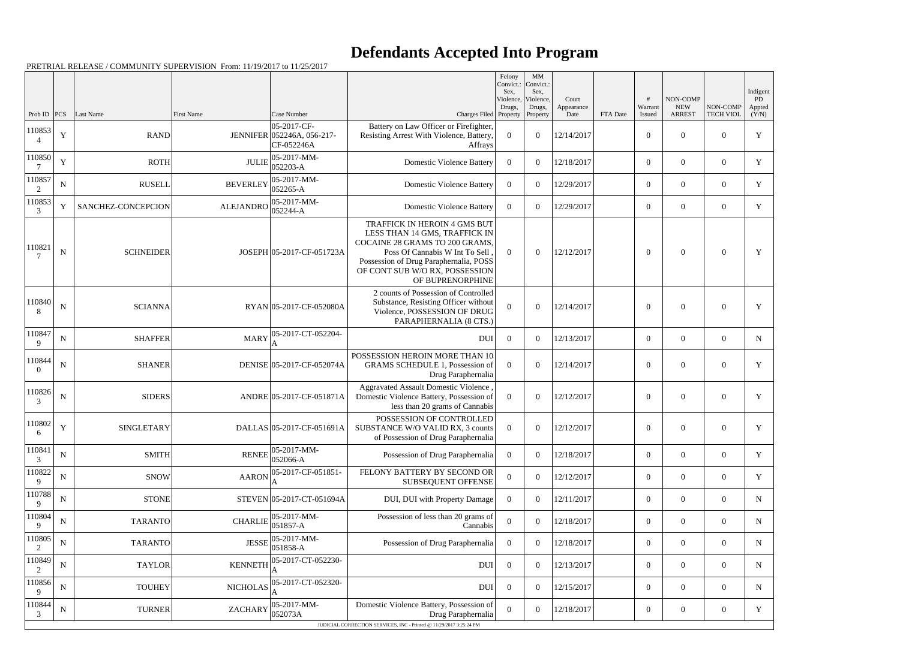# Defendants Accepted Into Program

PRETRIAL RELEASE / COMMUNITY SUPERVISION From: 11/19/2017 to 11/25/2017

| Prob ID | PCS | Last Name | First Name | Case Number | Charges Filed | Felony Convict.: Sex, Violence, Drugs, Property | MM Convict.: Sex, Violence, Drugs, Property | Court Appearance Date | FTA Date | # Warrant Issued | NON-COMP NEW ARREST | NON-COMP TECH VIOL | Indigent PD Appted (Y/N) |
|---|---|---|---|---|---|---|---|---|---|---|---|---|---|
| 1108534 | Y | RAND | JENNIFER | 05-2017-CF-052246A, 056-217-CF-052246A | Battery on Law Officer or Firefighter, Resisting Arrest With Violence, Battery, Affrays | 0 | 0 | 12/14/2017 | | 0 | 0 | 0 | Y |
| 1108507 | Y | ROTH | JULIE | 05-2017-MM-052203-A | Domestic Violence Battery | 0 | 0 | 12/18/2017 | | 0 | 0 | 0 | Y |
| 1108572 | N | RUSELL | BEVERLEY | 05-2017-MM-052265-A | Domestic Violence Battery | 0 | 0 | 12/29/2017 | | 0 | 0 | 0 | Y |
| 1108533 | Y | SANCHEZ-CONCEPCION | ALEJANDRO | 05-2017-MM-052244-A | Domestic Violence Battery | 0 | 0 | 12/29/2017 | | 0 | 0 | 0 | Y |
| 1108217 | N | SCHNEIDER | JOSEPH | 05-2017-CF-051723A | TRAFFICK IN HEROIN 4 GMS BUT LESS THAN 14 GMS, TRAFFICK IN COCAINE 28 GRAMS TO 200 GRAMS, Poss Of Cannabis W Int To Sell , Possession of Drug Paraphernalia, POSS OF CONT SUB W/O RX, POSSESSION OF BUPRENORPHINE | 0 | 0 | 12/12/2017 | | 0 | 0 | 0 | Y |
| 1108408 | N | SCIANNA | RYAN | 05-2017-CF-052080A | 2 counts of Possession of Controlled Substance, Resisting Officer without Violence, POSSESSION OF DRUG PARAPHERNALIA (8 CTS.) | 0 | 0 | 12/14/2017 | | 0 | 0 | 0 | Y |
| 1108479 | N | SHAFFER | MARY | 05-2017-CT-052204-A | DUI | 0 | 0 | 12/13/2017 | | 0 | 0 | 0 | N |
| 1108440 | N | SHANER | DENISE | 05-2017-CF-052074A | POSSESSION HEROIN MORE THAN 10 GRAMS SCHEDULE 1, Possession of Drug Paraphernalia | 0 | 0 | 12/14/2017 | | 0 | 0 | 0 | Y |
| 1108263 | N | SIDERS | ANDRE | 05-2017-CF-051871A | Aggravated Assault Domestic Violence , Domestic Violence Battery, Possession of less than 20 grams of Cannabis | 0 | 0 | 12/12/2017 | | 0 | 0 | 0 | Y |
| 1108026 | Y | SINGLETARY | DALLAS | 05-2017-CF-051691A | POSSESSION OF CONTROLLED SUBSTANCE W/O VALID RX, 3 counts of Possession of Drug Paraphernalia | 0 | 0 | 12/12/2017 | | 0 | 0 | 0 | Y |
| 1108413 | N | SMITH | RENEE | 05-2017-MM-052066-A | Possession of Drug Paraphernalia | 0 | 0 | 12/18/2017 | | 0 | 0 | 0 | Y |
| 1108229 | N | SNOW | AARON | 05-2017-CF-051851-A | FELONY BATTERY BY SECOND OR SUBSEQUENT OFFENSE | 0 | 0 | 12/12/2017 | | 0 | 0 | 0 | Y |
| 1107889 | N | STONE | STEVEN | 05-2017-CT-051694A | DUI, DUI with Property Damage | 0 | 0 | 12/11/2017 | | 0 | 0 | 0 | N |
| 1108049 | N | TARANTO | CHARLIE | 05-2017-MM-051857-A | Possession of less than 20 grams of Cannabis | 0 | 0 | 12/18/2017 | | 0 | 0 | 0 | N |
| 1108052 | N | TARANTO | JESSE | 05-2017-MM-051858-A | Possession of Drug Paraphernalia | 0 | 0 | 12/18/2017 | | 0 | 0 | 0 | N |
| 1108492 | N | TAYLOR | KENNETH | 05-2017-CT-052230-A | DUI | 0 | 0 | 12/13/2017 | | 0 | 0 | 0 | N |
| 1108569 | N | TOUHEY | NICHOLAS | 05-2017-CT-052320-A | DUI | 0 | 0 | 12/15/2017 | | 0 | 0 | 0 | N |
| 1108443 | N | TURNER | ZACHARY | 05-2017-MM-052073A | Domestic Violence Battery, Possession of Drug Paraphernalia | 0 | 0 | 12/18/2017 | | 0 | 0 | 0 | Y |

JUDICIAL CORRECTION SERVICES, INC - Printed @ 11/29/2017 3:25:24 PM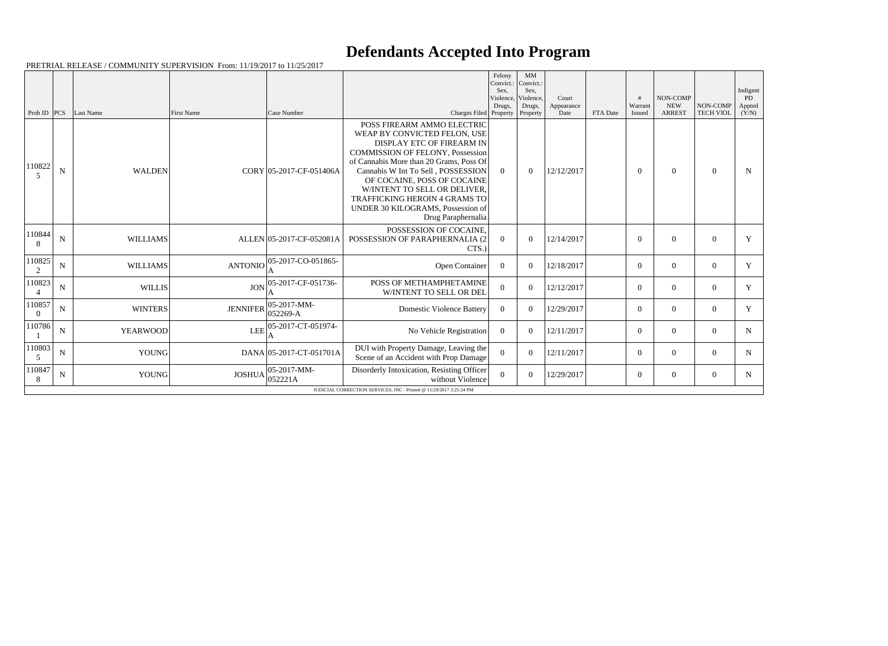# Defendants Accepted Into Program

PRETRIAL RELEASE / COMMUNITY SUPERVISION From: 11/19/2017 to 11/25/2017

| Prob ID | PCS | Last Name | First Name | Case Number | Charges Filed | Felony Convict.: Sex, Violence, Drugs, Property | MM Convict.: Sex, Violence, Drugs, Property | Court Appearance Date | FTA Date | # Warrant Issued | NON-COMP NEW ARREST | NON-COMP TECH VIOL | Indigent PD Appted (Y/N) |
|---|---|---|---|---|---|---|---|---|---|---|---|---|---|
| 1108225 | N | WALDEN | CORY | 05-2017-CF-051406A | POSS FIREARM AMMO ELECTRIC WEAP BY CONVICTED FELON, USE DISPLAY ETC OF FIREARM IN COMMISSION OF FELONY, Possession of Cannabis More than 20 Grams, Poss Of Cannabis W Int To Sell , POSSESSION OF COCAINE, POSS OF COCAINE W/INTENT TO SELL OR DELIVER, TRAFFICKING HEROIN 4 GRAMS TO UNDER 30 KILOGRAMS, Possession of Drug Paraphernalia | 0 | 0 | 12/12/2017 | | 0 | 0 | 0 | N |
| 1108448 | N | WILLIAMS | ALLEN | 05-2017-CF-052081A | POSSESSION OF COCAINE, POSSESSION OF PARAPHERNALIA (2 CTS.) | 0 | 0 | 12/14/2017 | | 0 | 0 | 0 | Y |
| 1108252 | N | WILLIAMS | ANTONIO | 05-2017-CO-051865-A | Open Container | 0 | 0 | 12/18/2017 | | 0 | 0 | 0 | Y |
| 1108234 | N | WILLIS | JON | 05-2017-CF-051736-A | POSS OF METHAMPHETAMINE W/INTENT TO SELL OR DEL | 0 | 0 | 12/12/2017 | | 0 | 0 | 0 | Y |
| 1108570 | N | WINTERS | JENNIFER | 05-2017-MM-052269-A | Domestic Violence Battery | 0 | 0 | 12/29/2017 | | 0 | 0 | 0 | Y |
| 1107861 | N | YEARWOOD | LEE | 05-2017-CT-051974-A | No Vehicle Registration | 0 | 0 | 12/11/2017 | | 0 | 0 | 0 | N |
| 1108035 | N | YOUNG | DANA | 05-2017-CT-051701A | DUI with Property Damage, Leaving the Scene of an Accident with Prop Damage | 0 | 0 | 12/11/2017 | | 0 | 0 | 0 | N |
| 1108478 | N | YOUNG | JOSHUA | 05-2017-MM-052221A | Disorderly Intoxication, Resisting Officer without Violence | 0 | 0 | 12/29/2017 | | 0 | 0 | 0 | N |

JUDICIAL CORRECTION SERVICES, INC - Printed @ 11/29/2017 3:25:24 PM